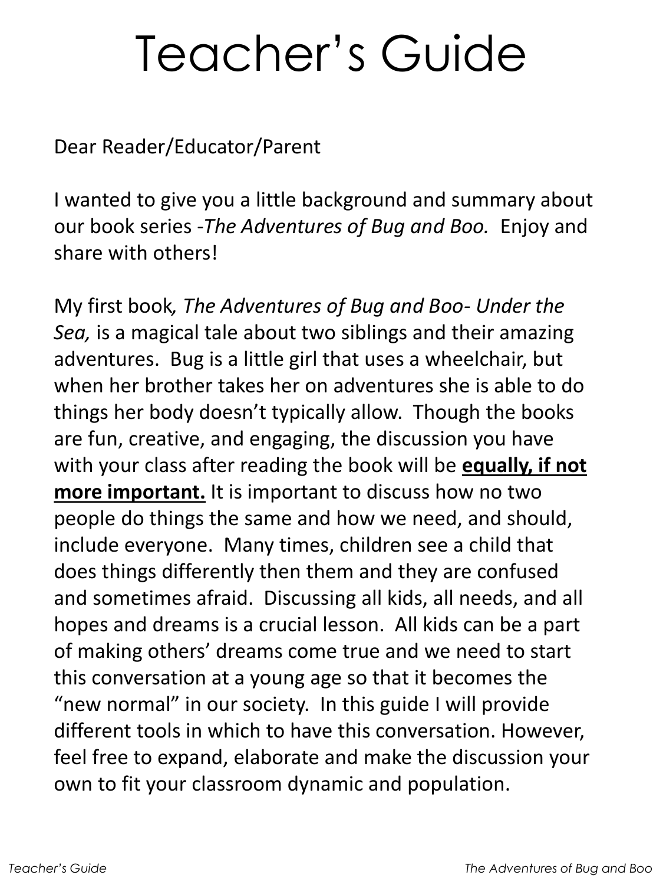# Teacher's Guide

Dear Reader/Educator/Parent

I wanted to give you a little background and summary about our book series -*The Adventures of Bug and Boo.* Enjoy and share with others!

My first book*, The Adventures of Bug and Boo- Under the Sea,* is a magical tale about two siblings and their amazing adventures. Bug is a little girl that uses a wheelchair, but when her brother takes her on adventures she is able to do things her body doesn't typically allow. Though the books are fun, creative, and engaging, the discussion you have with your class after reading the book will be **<u>equally, if not more important.</u>** It is important to discuss how no two people do things the same and how we need, and should, include everyone. Many times, children see a child that does things differently then them and they are confused and sometimes afraid. Discussing all kids, all needs, and all hopes and dreams is a crucial lesson. All kids can be a part of making others' dreams come true and we need to start this conversation at a young age so that it becomes the "new normal" in our society. In this guide I will provide different tools in which to have this conversation. However, feel free to expand, elaborate and make the discussion your own to fit your classroom dynamic and population.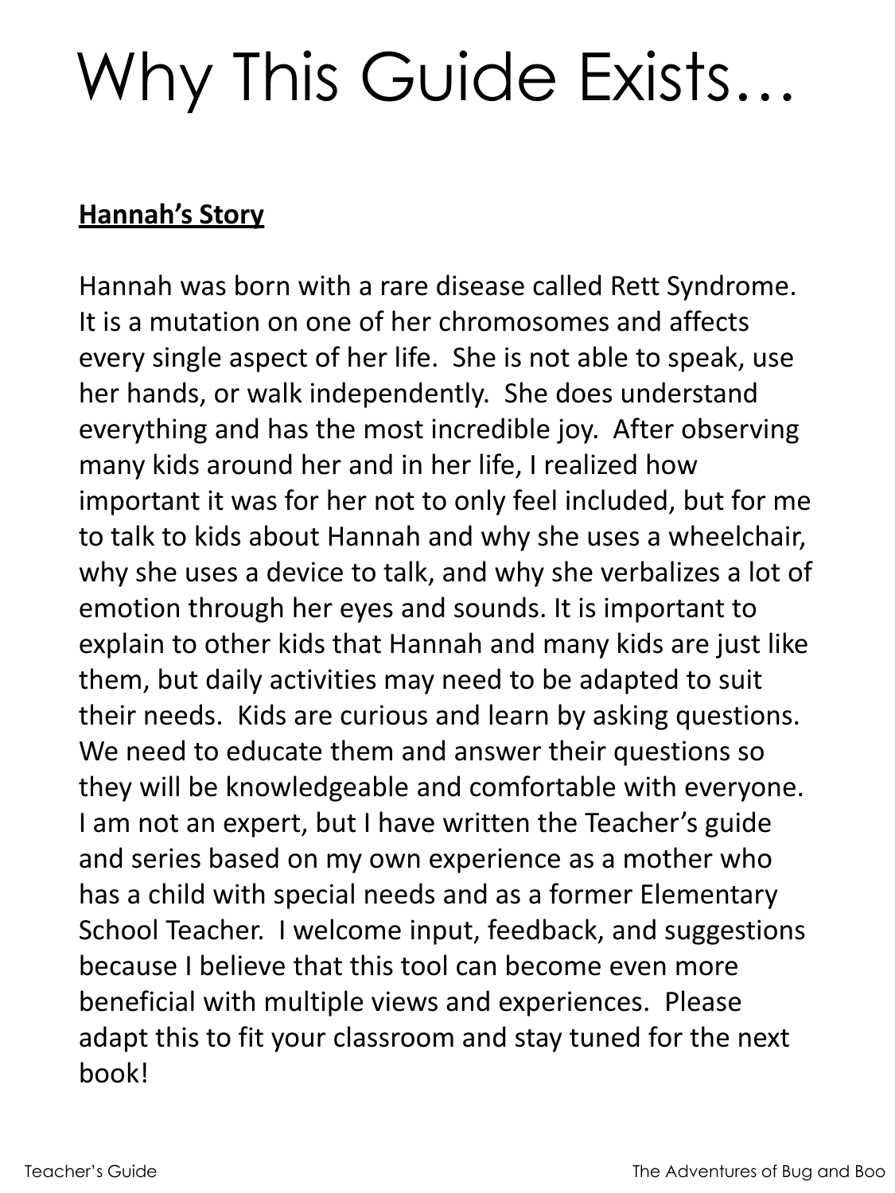# Why This Guide Exists…

**Hannah's Story**

Hannah was born with a rare disease called Rett Syndrome. It is a mutation on one of her chromosomes and affects every single aspect of her life. She is not able to speak, use her hands, or walk independently. She does understand everything and has the most incredible joy. After observing many kids around her and in her life, I realized how important it was for her not to only feel included, but for me to talk to kids about Hannah and why she uses a wheelchair, why she uses a device to talk, and why she verbalizes a lot of emotion through her eyes and sounds. It is important to explain to other kids that Hannah and many kids are just like them, but daily activities may need to be adapted to suit their needs. Kids are curious and learn by asking questions. We need to educate them and answer their questions so they will be knowledgeable and comfortable with everyone. I am not an expert, but I have written the Teacher's guide and series based on my own experience as a mother who has a child with special needs and as a former Elementary School Teacher. I welcome input, feedback, and suggestions because I believe that this tool can become even more beneficial with multiple views and experiences. Please adapt this to fit your classroom and stay tuned for the next book!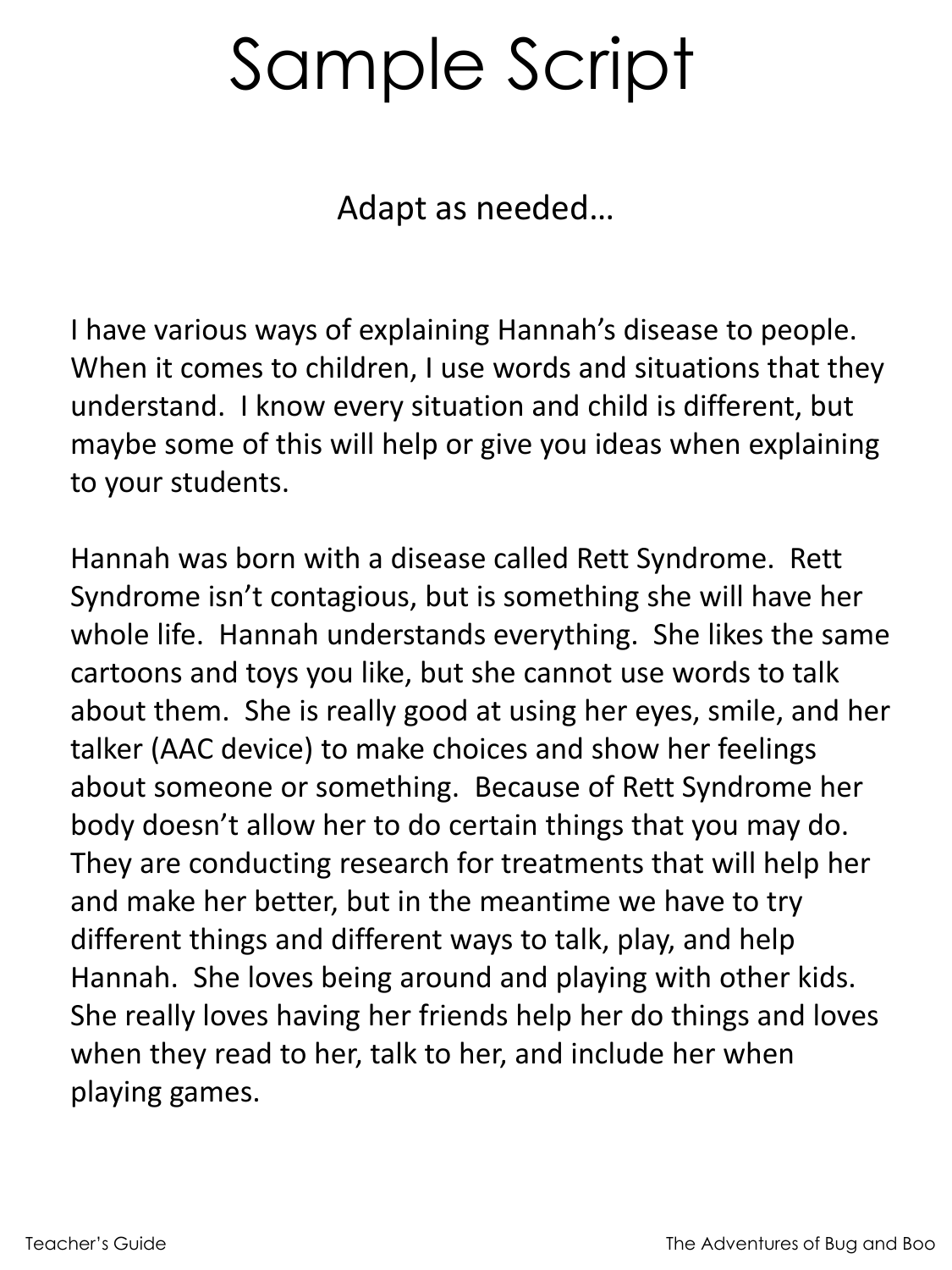# Sample Script

Adapt as needed…

I have various ways of explaining Hannah's disease to people. When it comes to children, I use words and situations that they understand. I know every situation and child is different, but maybe some of this will help or give you ideas when explaining to your students.

Hannah was born with a disease called Rett Syndrome. Rett Syndrome isn't contagious, but is something she will have her whole life. Hannah understands everything. She likes the same cartoons and toys you like, but she cannot use words to talk about them. She is really good at using her eyes, smile, and her talker (AAC device) to make choices and show her feelings about someone or something. Because of Rett Syndrome her body doesn't allow her to do certain things that you may do. They are conducting research for treatments that will help her and make her better, but in the meantime we have to try different things and different ways to talk, play, and help Hannah. She loves being around and playing with other kids. She really loves having her friends help her do things and loves when they read to her, talk to her, and include her when playing games.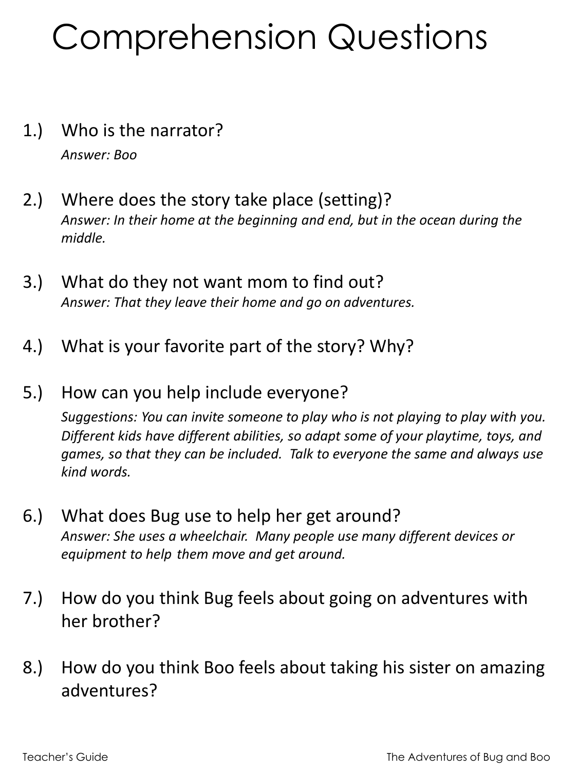# Comprehension Questions

1.) Who is the narrator?

*Answer: Boo*

2.) Where does the story take place (setting)?

*Answer: In their home at the beginning and end, but in the ocean during the middle.*

3.) What do they not want mom to find out?

*Answer: That they leave their home and go on adventures.*

4.) What is your favorite part of the story? Why?

5.) How can you help include everyone?

*Suggestions: You can invite someone to play who is not playing to play with you. Different kids have different abilities, so adapt some of your playtime, toys, and games, so that they can be included. Talk to everyone the same and always use kind words.*

6.) What does Bug use to help her get around?

*Answer: She uses a wheelchair. Many people use many different devices or equipment to help them move and get around.*

7.) How do you think Bug feels about going on adventures with her brother?

8.) How do you think Boo feels about taking his sister on amazing adventures?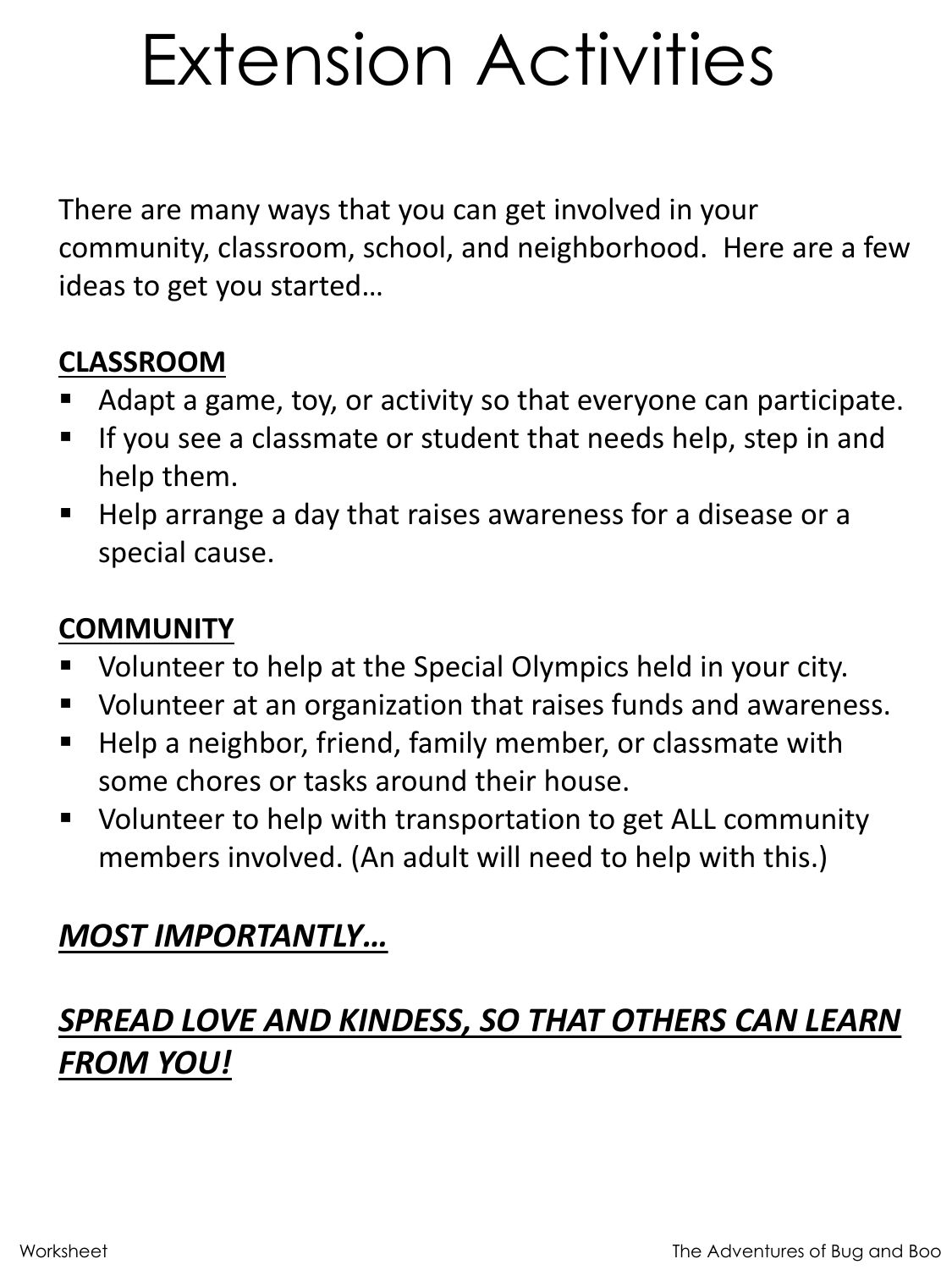# Extension Activities

There are many ways that you can get involved in your community, classroom, school, and neighborhood. Here are a few ideas to get you started…

**CLASSROOM**

- Adapt a game, toy, or activity so that everyone can participate.
- If you see a classmate or student that needs help, step in and help them.
- Help arrange a day that raises awareness for a disease or a special cause.

**COMMUNITY**

- Volunteer to help at the Special Olympics held in your city.
- Volunteer at an organization that raises funds and awareness.
- Help a neighbor, friend, family member, or classmate with some chores or tasks around their house.
- Volunteer to help with transportation to get ALL community members involved. (An adult will need to help with this.)

***MOST IMPORTANTLY…***

***SPREAD LOVE AND KINDESS, SO THAT OTHERS CAN LEARN FROM YOU!***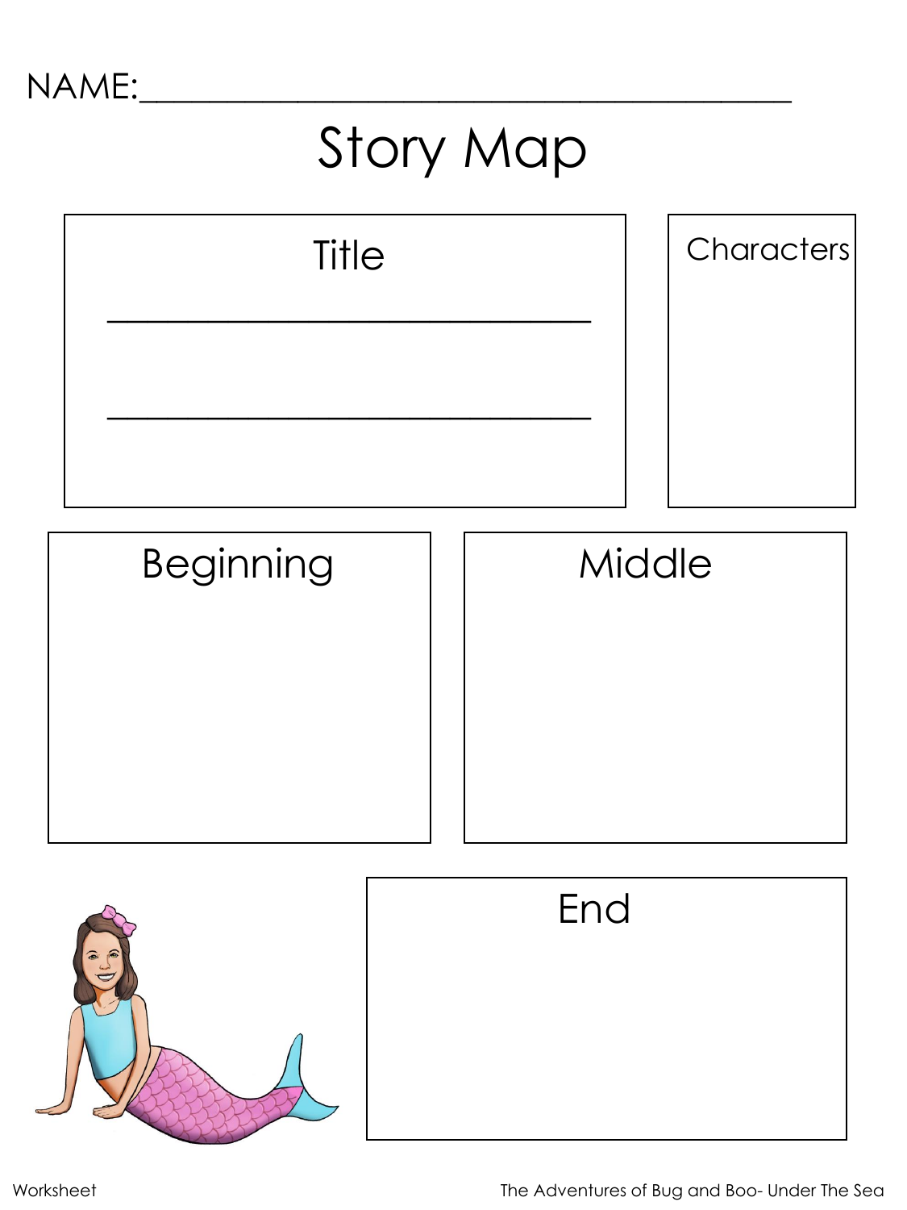NAME:\_\_\_\_\_\_\_\_\_\_\_\_\_\_\_\_\_\_\_\_\_\_\_\_\_\_\_\_\_\_\_\_\_\_\_\_\_\_

# Story Map

## Title

\_\_\_\_\_\_\_\_\_\_\_\_\_\_\_\_\_\_\_\_\_\_\_\_\_\_\_\_\_\_

\_\_\_\_\_\_\_\_\_\_\_\_\_\_\_\_\_\_\_\_\_\_\_\_\_\_\_\_\_\_

## Characters

## Beginning

## Middle

## End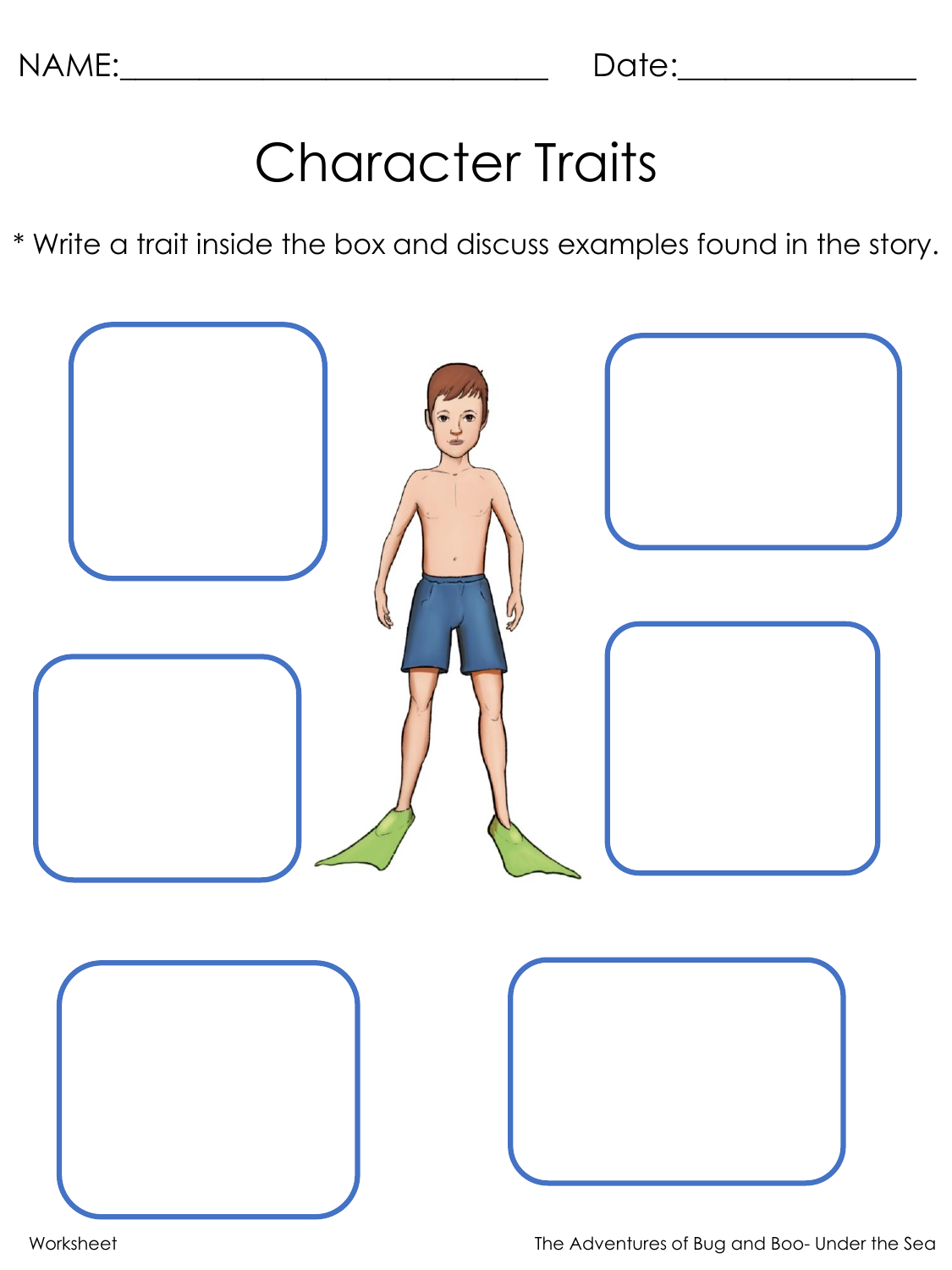NAME:____________________________ Date:_______________

# Character Traits

* Write a trait inside the box and discuss examples found in the story.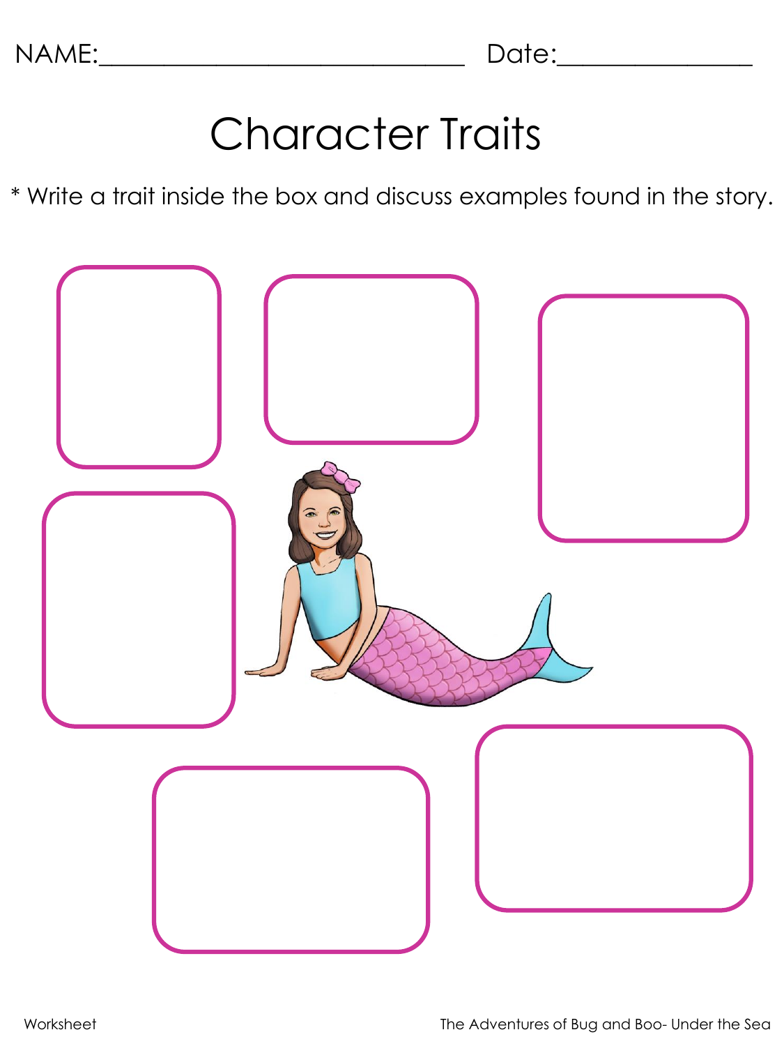NAME:____________________________ Date:______________

# Character Traits

* Write a trait inside the box and discuss examples found in the story.

Worksheet

The Adventures of Bug and Boo- Under the Sea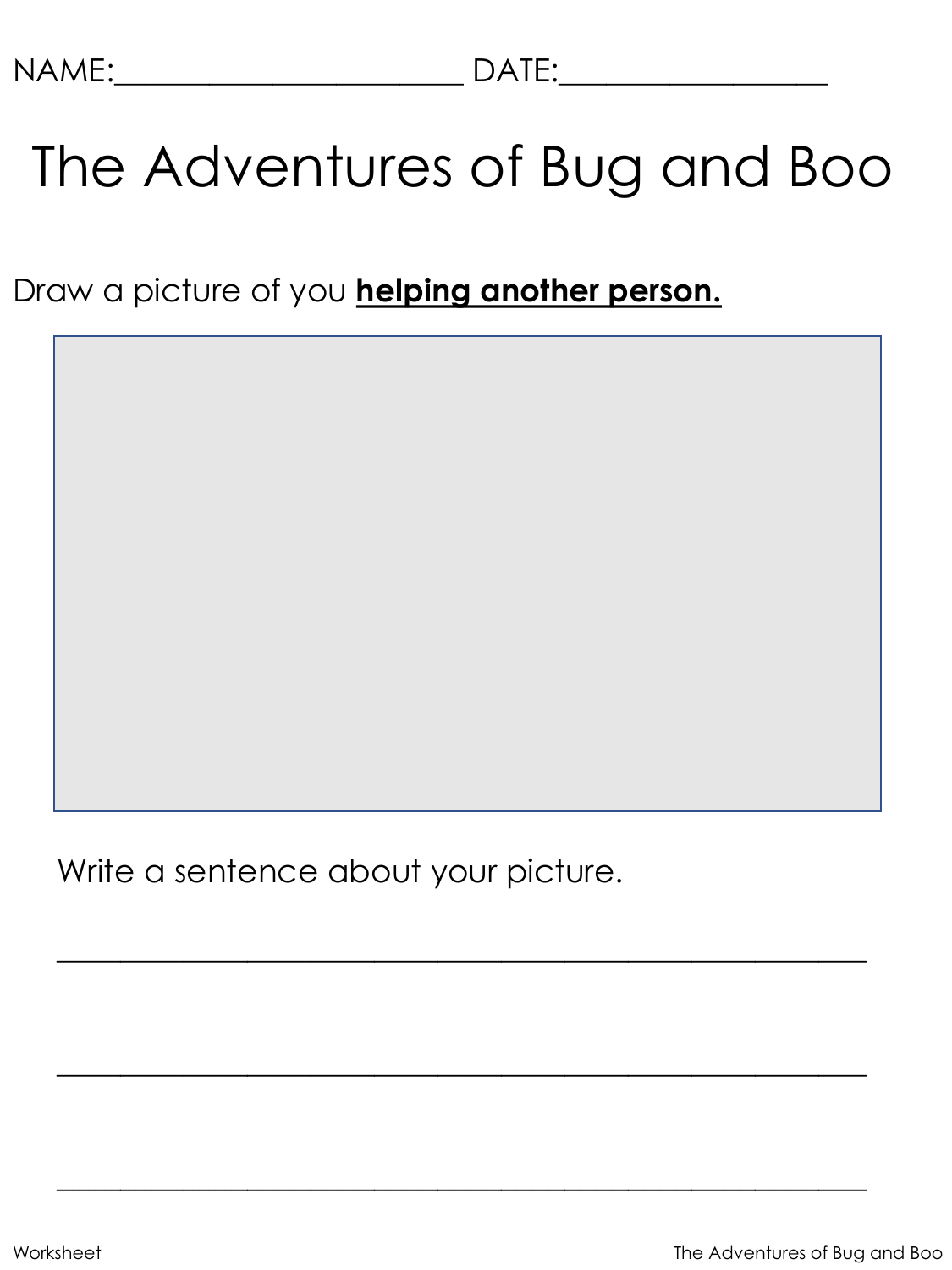NAME:_______________________ DATE:_________________

# The Adventures of Bug and Boo

Draw a picture of you **helping another person.**

Write a sentence about your picture.

_____________________________________________________

_____________________________________________________

_____________________________________________________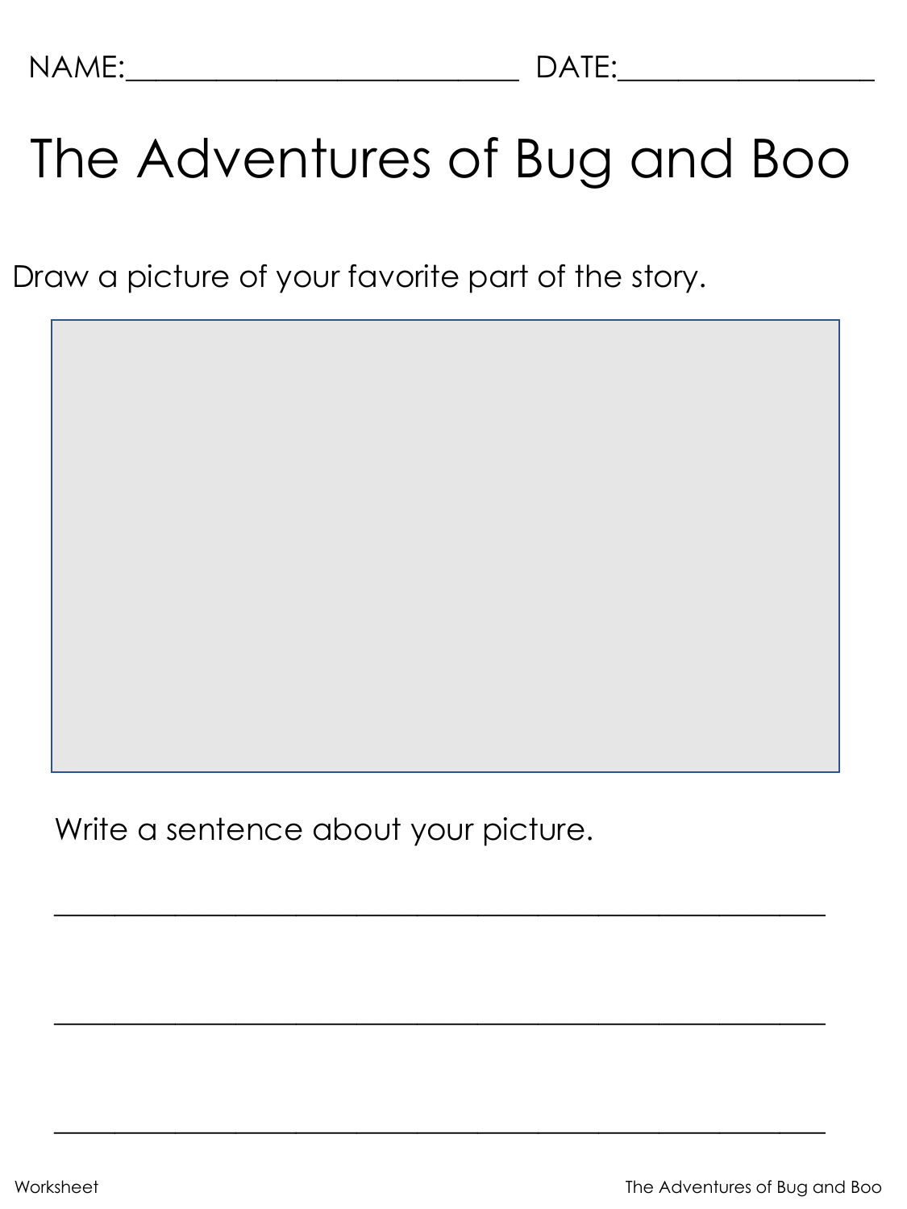NAME:___________________________ DATE:__________________

# The Adventures of Bug and Boo

Draw a picture of your favorite part of the story.

Write a sentence about your picture.

_____________________________________________________

_____________________________________________________

_____________________________________________________